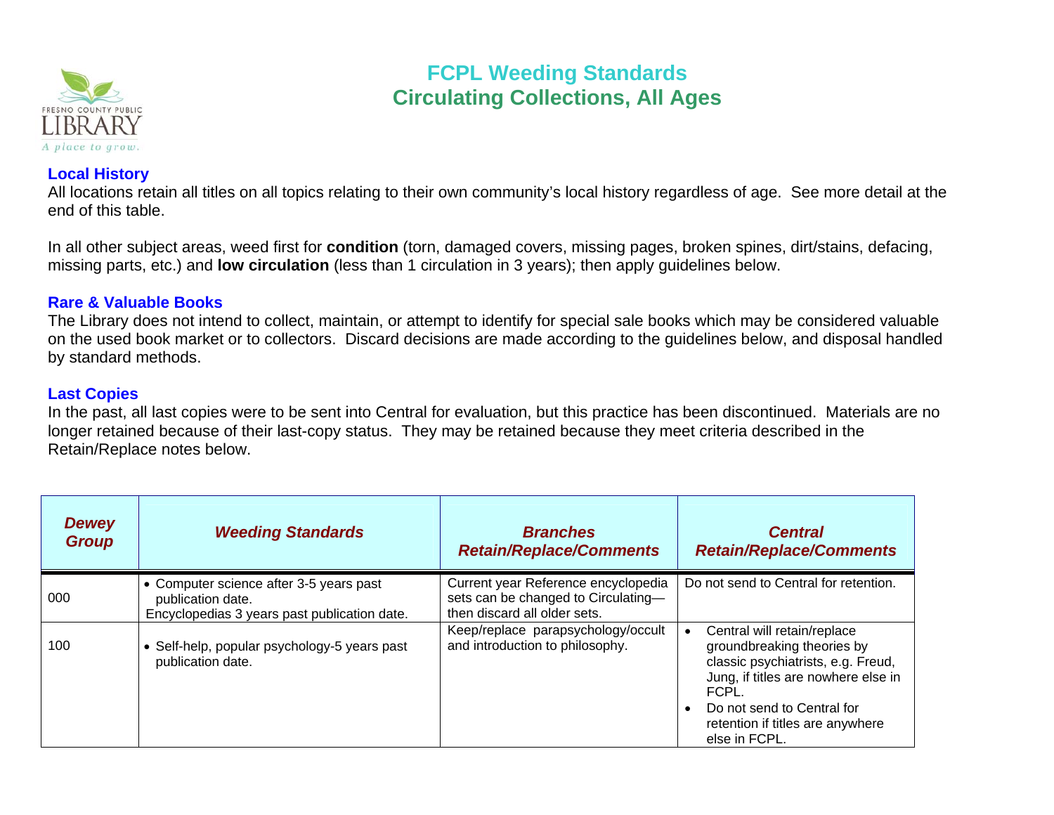# FCPL Weeding Standards
## Circulating Collections, All Ages

### Local History
All locations retain all titles on all topics relating to their own community's local history regardless of age. See more detail at the end of this table.

In all other subject areas, weed first for **condition** (torn, damaged covers, missing pages, broken spines, dirt/stains, defacing, missing parts, etc.) and **low circulation** (less than 1 circulation in 3 years); then apply guidelines below.

### Rare & Valuable Books
The Library does not intend to collect, maintain, or attempt to identify for special sale books which may be considered valuable on the used book market or to collectors. Discard decisions are made according to the guidelines below, and disposal handled by standard methods.

### Last Copies
In the past, all last copies were to be sent into Central for evaluation, but this practice has been discontinued. Materials are no longer retained because of their last-copy status. They may be retained because they meet criteria described in the Retain/Replace notes below.

| *Dewey Group* | *Weeding Standards* | *Branches Retain/Replace/Comments* | *Central Retain/Replace/Comments* |
|---|---|---|---|
| 000 | • Computer science after 3-5 years past publication date.<br>Encyclopedias 3 years past publication date. | Current year Reference encyclopedia sets can be changed to Circulating—then discard all older sets. | Do not send to Central for retention. |
| 100 | • Self-help, popular psychology-5 years past publication date. | Keep/replace parapsychology/occult and introduction to philosophy. | • Central will retain/replace groundbreaking theories by classic psychiatrists, e.g. Freud, Jung, if titles are nowhere else in FCPL.<br>• Do not send to Central for retention if titles are anywhere else in FCPL. |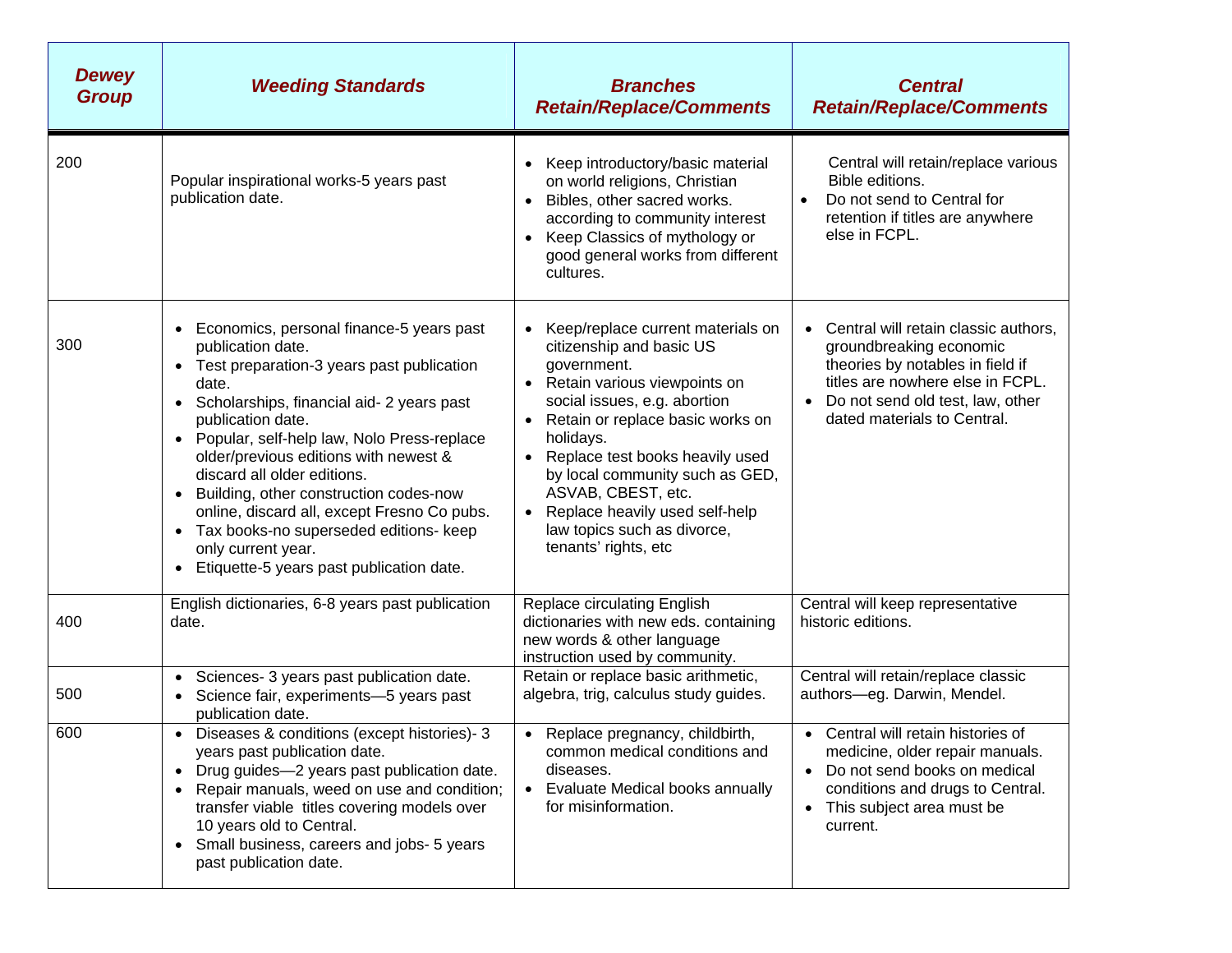| *Dewey Group* | *Weeding Standards* | *Branches Retain/Replace/Comments* | *Central Retain/Replace/Comments* |
|---|---|---|---|
| 200 | Popular inspirational works-5 years past publication date. | • Keep introductory/basic material on world religions, Christian<br>• Bibles, other sacred works. according to community interest<br>• Keep Classics of mythology or good general works from different cultures. | Central will retain/replace various Bible editions.<br>• Do not send to Central for retention if titles are anywhere else in FCPL. |
| 300 | • Economics, personal finance-5 years past publication date.<br>• Test preparation-3 years past publication date.<br>• Scholarships, financial aid- 2 years past publication date.<br>• Popular, self-help law, Nolo Press-replace older/previous editions with newest & discard all older editions.<br>• Building, other construction codes-now online, discard all, except Fresno Co pubs.<br>• Tax books-no superseded editions- keep only current year.<br>• Etiquette-5 years past publication date. | • Keep/replace current materials on citizenship and basic US government.<br>• Retain various viewpoints on social issues, e.g. abortion<br>• Retain or replace basic works on holidays.<br>• Replace test books heavily used by local community such as GED, ASVAB, CBEST, etc.<br>• Replace heavily used self-help law topics such as divorce, tenants' rights, etc | • Central will retain classic authors, groundbreaking economic theories by notables in field if titles are nowhere else in FCPL.<br>• Do not send old test, law, other dated materials to Central. |
| 400 | English dictionaries, 6-8 years past publication date. | Replace circulating English dictionaries with new eds. containing new words & other language instruction used by community. | Central will keep representative historic editions. |
| 500 | • Sciences- 3 years past publication date.<br>• Science fair, experiments—5 years past publication date. | Retain or replace basic arithmetic, algebra, trig, calculus study guides. | Central will retain/replace classic authors—eg. Darwin, Mendel. |
| 600 | • Diseases & conditions (except histories)- 3 years past publication date.<br>• Drug guides—2 years past publication date.<br>• Repair manuals, weed on use and condition; transfer viable titles covering models over 10 years old to Central.<br>• Small business, careers and jobs- 5 years past publication date. | • Replace pregnancy, childbirth, common medical conditions and diseases.<br>• Evaluate Medical books annually for misinformation. | • Central will retain histories of medicine, older repair manuals.<br>• Do not send books on medical conditions and drugs to Central.<br>• This subject area must be current. |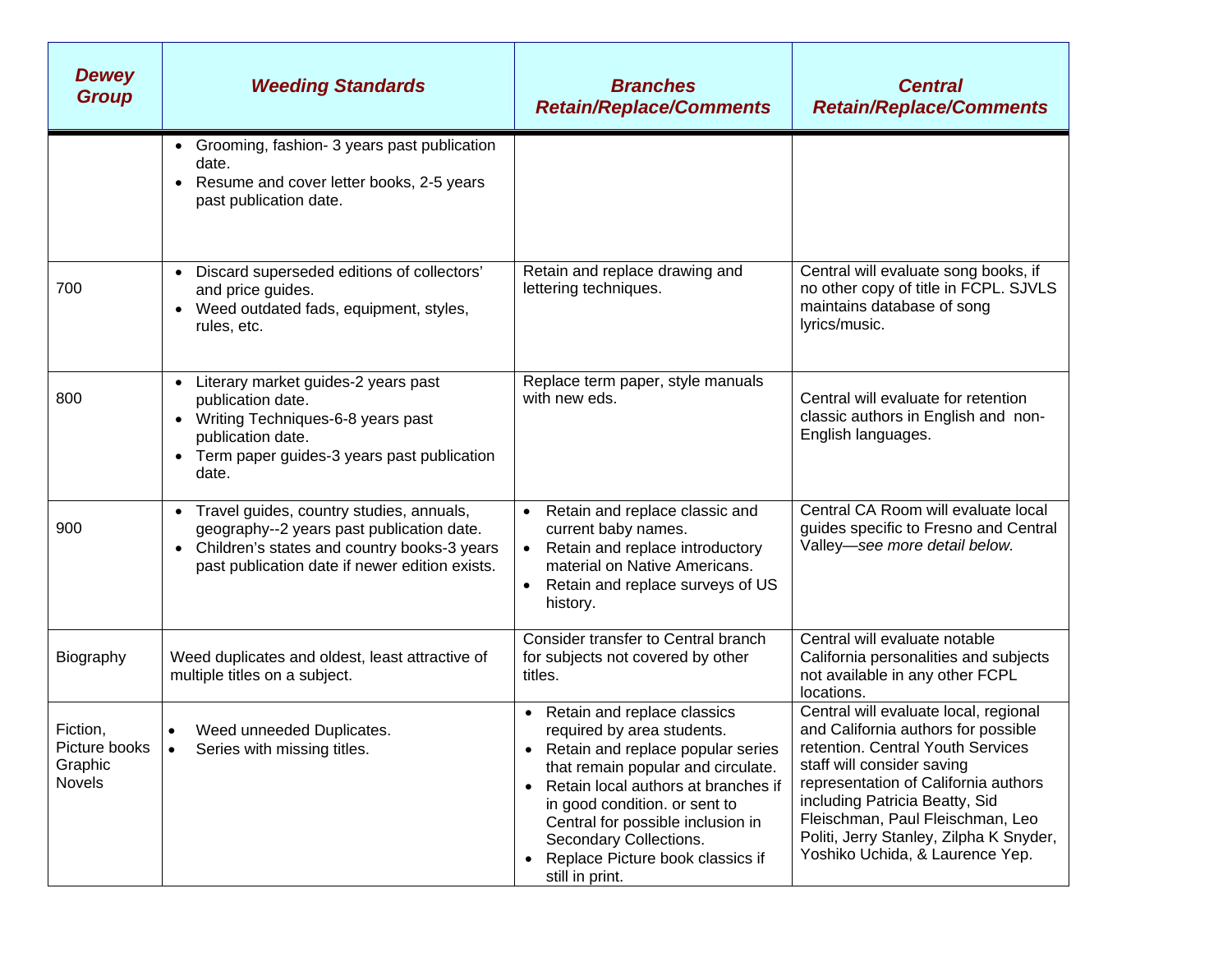| *Dewey Group* | *Weeding Standards* | *Branches Retain/Replace/Comments* | *Central Retain/Replace/Comments* |
|---|---|---|---|
| | • Grooming, fashion- 3 years past publication date.<br>• Resume and cover letter books, 2-5 years past publication date. | | |
| 700 | • Discard superseded editions of collectors' and price guides.<br>• Weed outdated fads, equipment, styles, rules, etc. | Retain and replace drawing and lettering techniques. | Central will evaluate song books, if no other copy of title in FCPL. SJVLS maintains database of song lyrics/music. |
| 800 | • Literary market guides-2 years past publication date.<br>• Writing Techniques-6-8 years past publication date.<br>• Term paper guides-3 years past publication date. | Replace term paper, style manuals with new eds. | Central will evaluate for retention classic authors in English and non-English languages. |
| 900 | • Travel guides, country studies, annuals, geography--2 years past publication date.<br>• Children's states and country books-3 years past publication date if newer edition exists. | • Retain and replace classic and current baby names.<br>• Retain and replace introductory material on Native Americans.<br>• Retain and replace surveys of US history. | Central CA Room will evaluate local guides specific to Fresno and Central Valley—*see more detail below.* |
| Biography | Weed duplicates and oldest, least attractive of multiple titles on a subject. | Consider transfer to Central branch for subjects not covered by other titles. | Central will evaluate notable California personalities and subjects not available in any other FCPL locations. |
| Fiction, Picture books Graphic Novels | • Weed unneeded Duplicates.<br>• Series with missing titles. | • Retain and replace classics required by area students.<br>• Retain and replace popular series that remain popular and circulate.<br>• Retain local authors at branches if in good condition. or sent to Central for possible inclusion in Secondary Collections.<br>• Replace Picture book classics if still in print. | Central will evaluate local, regional and California authors for possible retention. Central Youth Services staff will consider saving representation of California authors including Patricia Beatty, Sid Fleischman, Paul Fleischman, Leo Politi, Jerry Stanley, Zilpha K Snyder, Yoshiko Uchida, & Laurence Yep. |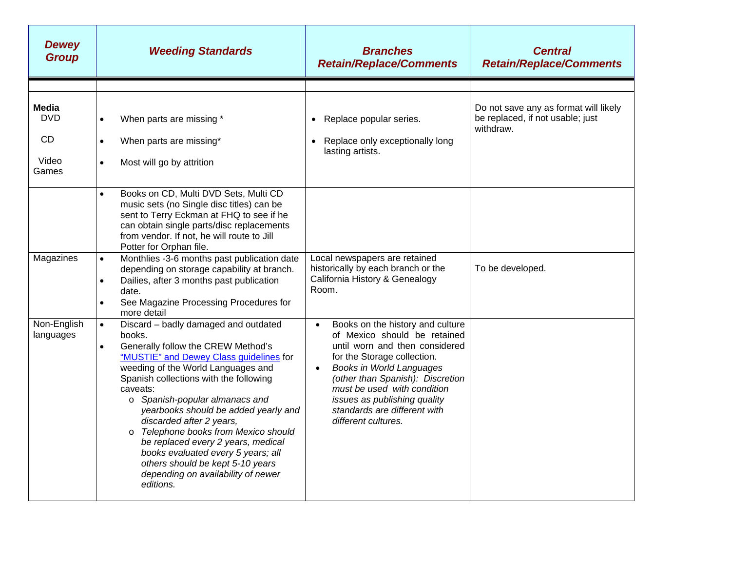| *Dewey Group* | *Weeding Standards* | *Branches Retain/Replace/Comments* | *Central Retain/Replace/Comments* |
|---|---|---|---|
| | | | |
| **Media** DVD<br><br>CD<br><br>Video Games | • When parts are missing *<br><br>• When parts are missing*<br><br>• Most will go by attrition | • Replace popular series.<br><br>• Replace only exceptionally long lasting artists. | Do not save any as format will likely be replaced, if not usable; just withdraw. |
| | • Books on CD, Multi DVD Sets, Multi CD music sets (no Single disc titles) can be sent to Terry Eckman at FHQ to see if he can obtain single parts/disc replacements from vendor. If not, he will route to Jill Potter for Orphan file. | | |
| Magazines | • Monthlies -3-6 months past publication date depending on storage capability at branch.<br>• Dailies, after 3 months past publication date.<br>• See Magazine Processing Procedures for more detail | Local newspapers are retained historically by each branch or the California History & Genealogy Room. | To be developed. |
| Non-English languages | • Discard – badly damaged and outdated books.<br>• Generally follow the CREW Method's "MUSTIE" and Dewey Class guidelines for weeding of the World Languages and Spanish collections with the following caveats:<br>&nbsp;&nbsp;o *Spanish-popular almanacs and yearbooks should be added yearly and discarded after 2 years,*<br>&nbsp;&nbsp;o *Telephone books from Mexico should be replaced every 2 years, medical books evaluated every 5 years; all others should be kept 5-10 years depending on availability of newer editions.* | • Books on the history and culture of Mexico should be retained until worn and then considered for the Storage collection.<br>• *Books in World Languages (other than Spanish): Discretion must be used with condition issues as publishing quality standards are different with different cultures.* | |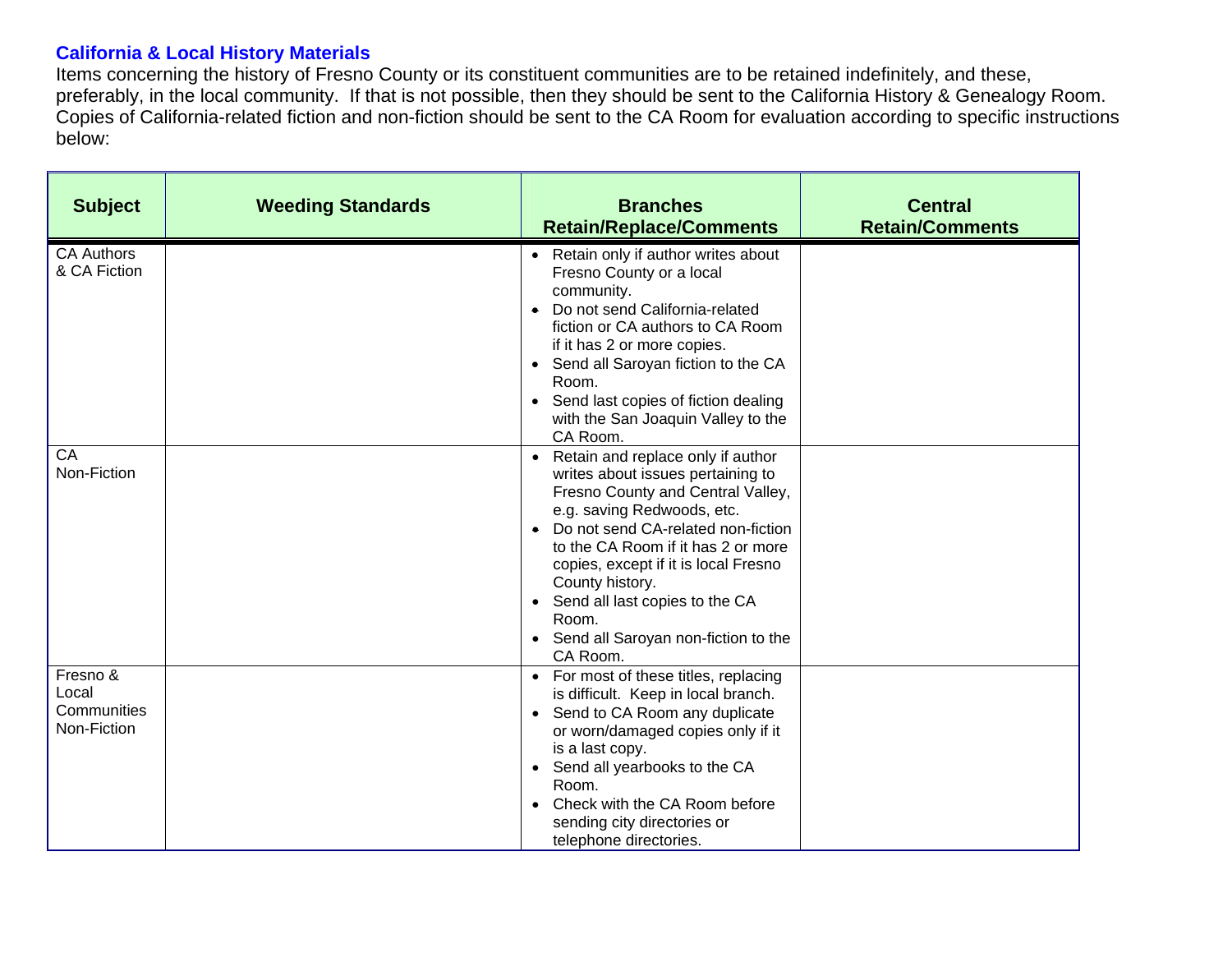## California & Local History Materials

Items concerning the history of Fresno County or its constituent communities are to be retained indefinitely, and these, preferably, in the local community. If that is not possible, then they should be sent to the California History & Genealogy Room. Copies of California-related fiction and non-fiction should be sent to the CA Room for evaluation according to specific instructions below:

| Subject | Weeding Standards | Branches Retain/Replace/Comments | Central Retain/Comments |
|---|---|---|---|
| CA Authors & CA Fiction | | • Retain only if author writes about Fresno County or a local community.<br>• Do not send California-related fiction or CA authors to CA Room if it has 2 or more copies.<br>• Send all Saroyan fiction to the CA Room.<br>• Send last copies of fiction dealing with the San Joaquin Valley to the CA Room. | |
| CA Non-Fiction | | • Retain and replace only if author writes about issues pertaining to Fresno County and Central Valley, e.g. saving Redwoods, etc.<br>• Do not send CA-related non-fiction to the CA Room if it has 2 or more copies, except if it is local Fresno County history.<br>• Send all last copies to the CA Room.<br>• Send all Saroyan non-fiction to the CA Room. | |
| Fresno & Local Communities Non-Fiction | | • For most of these titles, replacing is difficult. Keep in local branch.<br>• Send to CA Room any duplicate or worn/damaged copies only if it is a last copy.<br>• Send all yearbooks to the CA Room.<br>• Check with the CA Room before sending city directories or telephone directories. | |